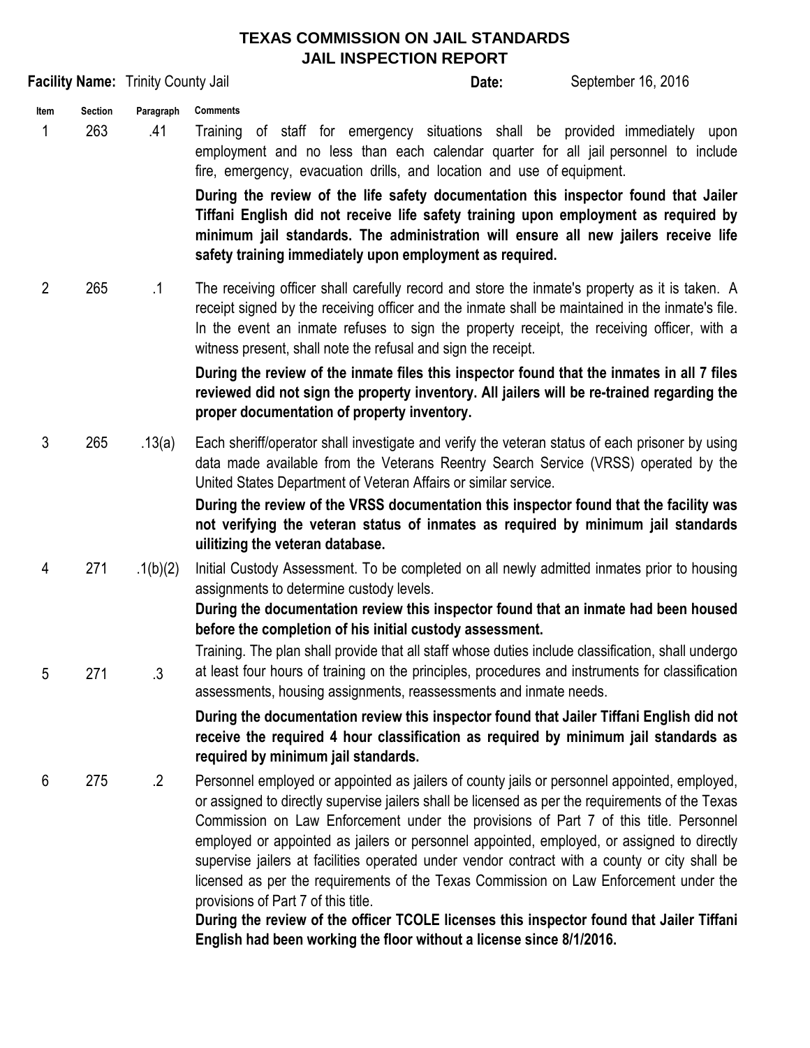# TEXAS COMMISSION ON JAIL STANDARDS
## JAIL INSPECTION REPORT

**Facility Name:** Trinity County Jail **Date:** September 16, 2016

| Item | Section | Paragraph | Comments |
|---|---|---|---|
| 1 | 263 | .41 | Training of staff for emergency situations shall be provided immediately upon employment and no less than each calendar quarter for all jail personnel to include fire, emergency, evacuation drills, and location and use of equipment.<br><br>**During the review of the life safety documentation this inspector found that Jailer Tiffani English did not receive life safety training upon employment as required by minimum jail standards. The administration will ensure all new jailers receive life safety training immediately upon employment as required.** |
| 2 | 265 | .1 | The receiving officer shall carefully record and store the inmate's property as it is taken. A receipt signed by the receiving officer and the inmate shall be maintained in the inmate's file. In the event an inmate refuses to sign the property receipt, the receiving officer, with a witness present, shall note the refusal and sign the receipt.<br><br>**During the review of the inmate files this inspector found that the inmates in all 7 files reviewed did not sign the property inventory. All jailers will be re-trained regarding the proper documentation of property inventory.** |
| 3 | 265 | .13(a) | Each sheriff/operator shall investigate and verify the veteran status of each prisoner by using data made available from the Veterans Reentry Search Service (VRSS) operated by the United States Department of Veteran Affairs or similar service.<br><br>**During the review of the VRSS documentation this inspector found that the facility was not verifying the veteran status of inmates as required by minimum jail standards uilitizing the veteran database.** |
| 4 | 271 | .1(b)(2) | Initial Custody Assessment. To be completed on all newly admitted inmates prior to housing assignments to determine custody levels.<br><br>**During the documentation review this inspector found that an inmate had been housed before the completion of his initial custody assessment.** |
| 5 | 271 | .3 | Training. The plan shall provide that all staff whose duties include classification, shall undergo at least four hours of training on the principles, procedures and instruments for classification assessments, housing assignments, reassessments and inmate needs.<br><br>**During the documentation review this inspector found that Jailer Tiffani English did not receive the required 4 hour classification as required by minimum jail standards as required by minimum jail standards.** |
| 6 | 275 | .2 | Personnel employed or appointed as jailers of county jails or personnel appointed, employed, or assigned to directly supervise jailers shall be licensed as per the requirements of the Texas Commission on Law Enforcement under the provisions of Part 7 of this title. Personnel employed or appointed as jailers or personnel appointed, employed, or assigned to directly supervise jailers at facilities operated under vendor contract with a county or city shall be licensed as per the requirements of the Texas Commission on Law Enforcement under the provisions of Part 7 of this title.<br><br>**During the review of the officer TCOLE licenses this inspector found that Jailer Tiffani English had been working the floor without a license since 8/1/2016.** |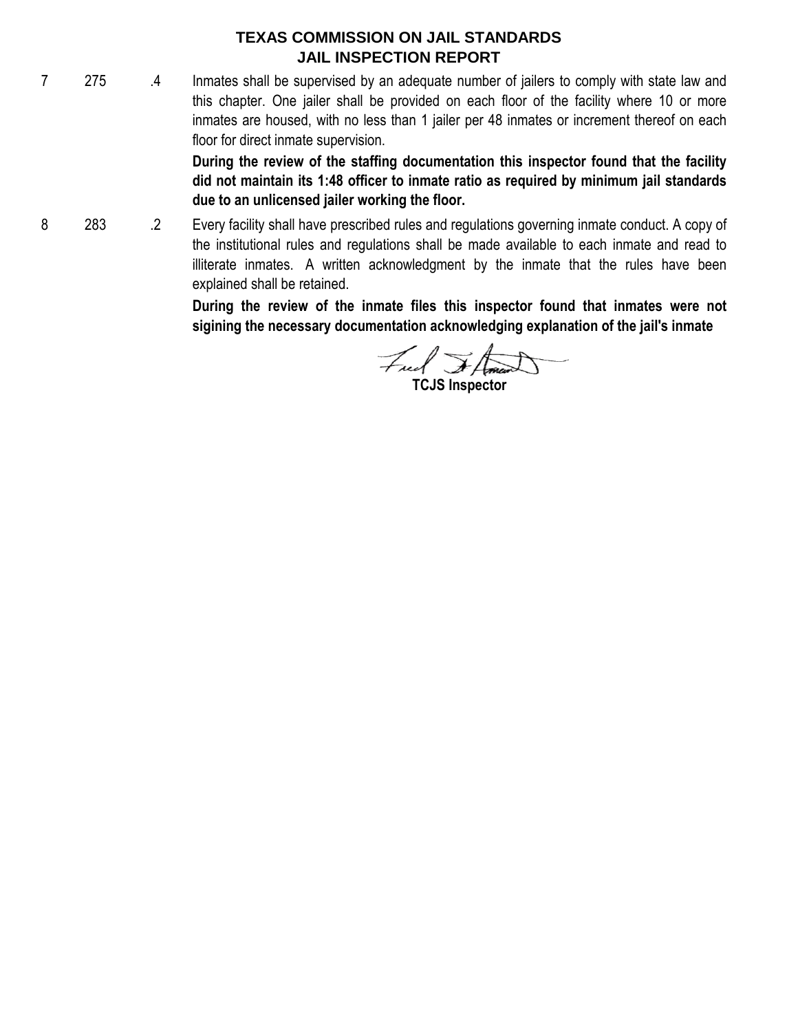TEXAS COMMISSION ON JAIL STANDARDS
JAIL INSPECTION REPORT

| | | | |
|---|---|---|---|
| 7 | 275 | .4 | Inmates shall be supervised by an adequate number of jailers to comply with state law and this chapter. One jailer shall be provided on each floor of the facility where 10 or more inmates are housed, with no less than 1 jailer per 48 inmates or increment thereof on each floor for direct inmate supervision.<br>**During the review of the staffing documentation this inspector found that the facility did not maintain its 1:48 officer to inmate ratio as required by minimum jail standards due to an unlicensed jailer working the floor.** |
| 8 | 283 | .2 | Every facility shall have prescribed rules and regulations governing inmate conduct. A copy of the institutional rules and regulations shall be made available to each inmate and read to illiterate inmates. A written acknowledgment by the inmate that the rules have been explained shall be retained.<br>**During the review of the inmate files this inspector found that inmates were not sigining the necessary documentation acknowledging explanation of the jail's inmate** |

**TCJS Inspector**